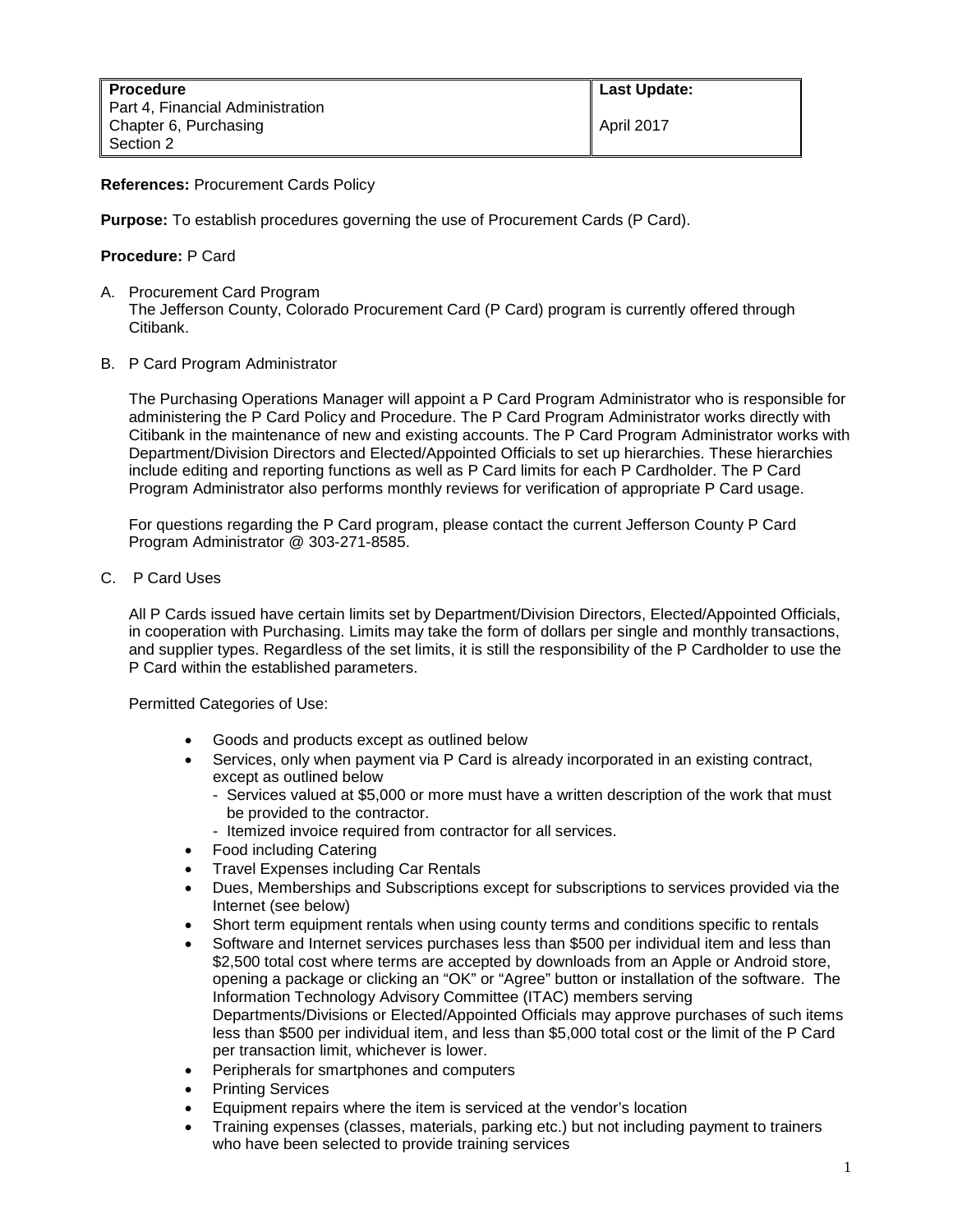| Procedure<br>Part 4, Financial Administration<br>Chapter 6, Purchasing<br>Section 2 | Last Update:<br><br>April 2017 |
|---|---|

**References:** Procurement Cards Policy

**Purpose:** To establish procedures governing the use of Procurement Cards (P Card).

**Procedure:** P Card

A. Procurement Card Program

The Jefferson County, Colorado Procurement Card (P Card) program is currently offered through Citibank.

B. P Card Program Administrator

The Purchasing Operations Manager will appoint a P Card Program Administrator who is responsible for administering the P Card Policy and Procedure. The P Card Program Administrator works directly with Citibank in the maintenance of new and existing accounts. The P Card Program Administrator works with Department/Division Directors and Elected/Appointed Officials to set up hierarchies. These hierarchies include editing and reporting functions as well as P Card limits for each P Cardholder. The P Card Program Administrator also performs monthly reviews for verification of appropriate P Card usage.

For questions regarding the P Card program, please contact the current Jefferson County P Card Program Administrator @ 303-271-8585.

C. P Card Uses

All P Cards issued have certain limits set by Department/Division Directors, Elected/Appointed Officials, in cooperation with Purchasing. Limits may take the form of dollars per single and monthly transactions, and supplier types. Regardless of the set limits, it is still the responsibility of the P Cardholder to use the P Card within the established parameters.

Permitted Categories of Use:

- Goods and products except as outlined below
- Services, only when payment via P Card is already incorporated in an existing contract, except as outlined below
  - Services valued at $5,000 or more must have a written description of the work that must be provided to the contractor.
  - Itemized invoice required from contractor for all services.
- Food including Catering
- Travel Expenses including Car Rentals
- Dues, Memberships and Subscriptions except for subscriptions to services provided via the Internet (see below)
- Short term equipment rentals when using county terms and conditions specific to rentals
- Software and Internet services purchases less than $500 per individual item and less than $2,500 total cost where terms are accepted by downloads from an Apple or Android store, opening a package or clicking an "OK" or "Agree" button or installation of the software. The Information Technology Advisory Committee (ITAC) members serving Departments/Divisions or Elected/Appointed Officials may approve purchases of such items less than $500 per individual item, and less than $5,000 total cost or the limit of the P Card per transaction limit, whichever is lower.
- Peripherals for smartphones and computers
- Printing Services
- Equipment repairs where the item is serviced at the vendor's location
- Training expenses (classes, materials, parking etc.) but not including payment to trainers who have been selected to provide training services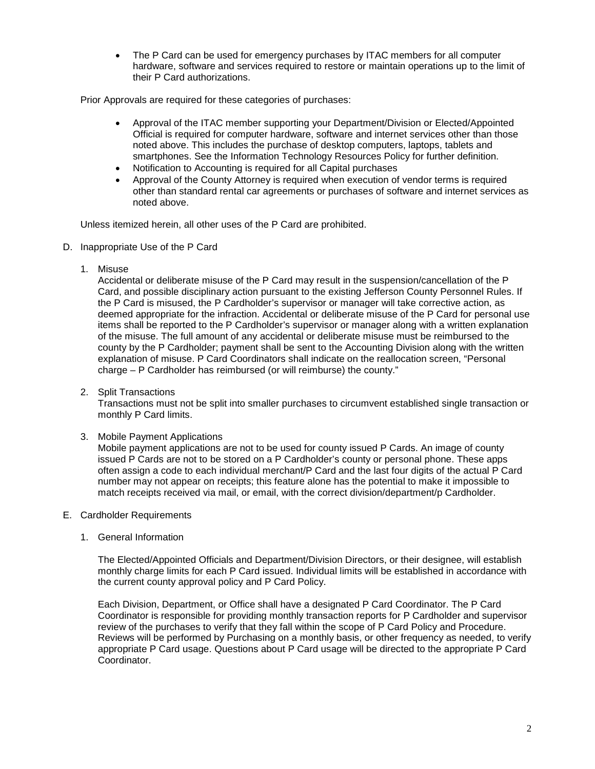- The P Card can be used for emergency purchases by ITAC members for all computer hardware, software and services required to restore or maintain operations up to the limit of their P Card authorizations.

Prior Approvals are required for these categories of purchases:

- Approval of the ITAC member supporting your Department/Division or Elected/Appointed Official is required for computer hardware, software and internet services other than those noted above. This includes the purchase of desktop computers, laptops, tablets and smartphones. See the Information Technology Resources Policy for further definition.
- Notification to Accounting is required for all Capital purchases
- Approval of the County Attorney is required when execution of vendor terms is required other than standard rental car agreements or purchases of software and internet services as noted above.

Unless itemized herein, all other uses of the P Card are prohibited.

D. Inappropriate Use of the P Card

1. Misuse

Accidental or deliberate misuse of the P Card may result in the suspension/cancellation of the P Card, and possible disciplinary action pursuant to the existing Jefferson County Personnel Rules. If the P Card is misused, the P Cardholder's supervisor or manager will take corrective action, as deemed appropriate for the infraction. Accidental or deliberate misuse of the P Card for personal use items shall be reported to the P Cardholder's supervisor or manager along with a written explanation of the misuse. The full amount of any accidental or deliberate misuse must be reimbursed to the county by the P Cardholder; payment shall be sent to the Accounting Division along with the written explanation of misuse. P Card Coordinators shall indicate on the reallocation screen, "Personal charge – P Cardholder has reimbursed (or will reimburse) the county."

2. Split Transactions

Transactions must not be split into smaller purchases to circumvent established single transaction or monthly P Card limits.

3. Mobile Payment Applications

Mobile payment applications are not to be used for county issued P Cards. An image of county issued P Cards are not to be stored on a P Cardholder's county or personal phone. These apps often assign a code to each individual merchant/P Card and the last four digits of the actual P Card number may not appear on receipts; this feature alone has the potential to make it impossible to match receipts received via mail, or email, with the correct division/department/p Cardholder.

E. Cardholder Requirements

1. General Information

The Elected/Appointed Officials and Department/Division Directors, or their designee, will establish monthly charge limits for each P Card issued. Individual limits will be established in accordance with the current county approval policy and P Card Policy.

Each Division, Department, or Office shall have a designated P Card Coordinator. The P Card Coordinator is responsible for providing monthly transaction reports for P Cardholder and supervisor review of the purchases to verify that they fall within the scope of P Card Policy and Procedure. Reviews will be performed by Purchasing on a monthly basis, or other frequency as needed, to verify appropriate P Card usage. Questions about P Card usage will be directed to the appropriate P Card Coordinator.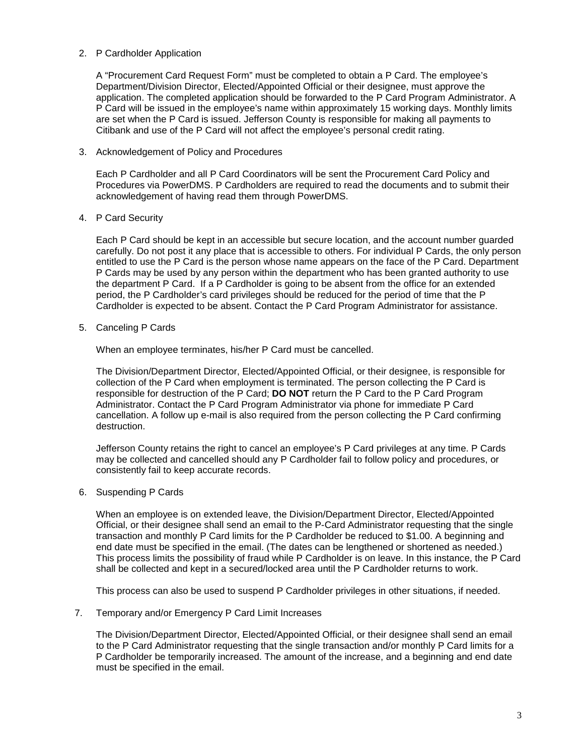2. P Cardholder Application

   A "Procurement Card Request Form" must be completed to obtain a P Card. The employee's Department/Division Director, Elected/Appointed Official or their designee, must approve the application. The completed application should be forwarded to the P Card Program Administrator. A P Card will be issued in the employee's name within approximately 15 working days. Monthly limits are set when the P Card is issued. Jefferson County is responsible for making all payments to Citibank and use of the P Card will not affect the employee's personal credit rating.

3. Acknowledgement of Policy and Procedures

   Each P Cardholder and all P Card Coordinators will be sent the Procurement Card Policy and Procedures via PowerDMS. P Cardholders are required to read the documents and to submit their acknowledgement of having read them through PowerDMS.

4. P Card Security

   Each P Card should be kept in an accessible but secure location, and the account number guarded carefully. Do not post it any place that is accessible to others. For individual P Cards, the only person entitled to use the P Card is the person whose name appears on the face of the P Card. Department P Cards may be used by any person within the department who has been granted authority to use the department P Card. If a P Cardholder is going to be absent from the office for an extended period, the P Cardholder's card privileges should be reduced for the period of time that the P Cardholder is expected to be absent. Contact the P Card Program Administrator for assistance.

5. Canceling P Cards

   When an employee terminates, his/her P Card must be cancelled.

   The Division/Department Director, Elected/Appointed Official, or their designee, is responsible for collection of the P Card when employment is terminated. The person collecting the P Card is responsible for destruction of the P Card; **DO NOT** return the P Card to the P Card Program Administrator. Contact the P Card Program Administrator via phone for immediate P Card cancellation. A follow up e-mail is also required from the person collecting the P Card confirming destruction.

   Jefferson County retains the right to cancel an employee's P Card privileges at any time. P Cards may be collected and cancelled should any P Cardholder fail to follow policy and procedures, or consistently fail to keep accurate records.

6. Suspending P Cards

   When an employee is on extended leave, the Division/Department Director, Elected/Appointed Official, or their designee shall send an email to the P-Card Administrator requesting that the single transaction and monthly P Card limits for the P Cardholder be reduced to $1.00. A beginning and end date must be specified in the email. (The dates can be lengthened or shortened as needed.) This process limits the possibility of fraud while P Cardholder is on leave. In this instance, the P Card shall be collected and kept in a secured/locked area until the P Cardholder returns to work.

   This process can also be used to suspend P Cardholder privileges in other situations, if needed.

7. Temporary and/or Emergency P Card Limit Increases

   The Division/Department Director, Elected/Appointed Official, or their designee shall send an email to the P Card Administrator requesting that the single transaction and/or monthly P Card limits for a P Cardholder be temporarily increased. The amount of the increase, and a beginning and end date must be specified in the email.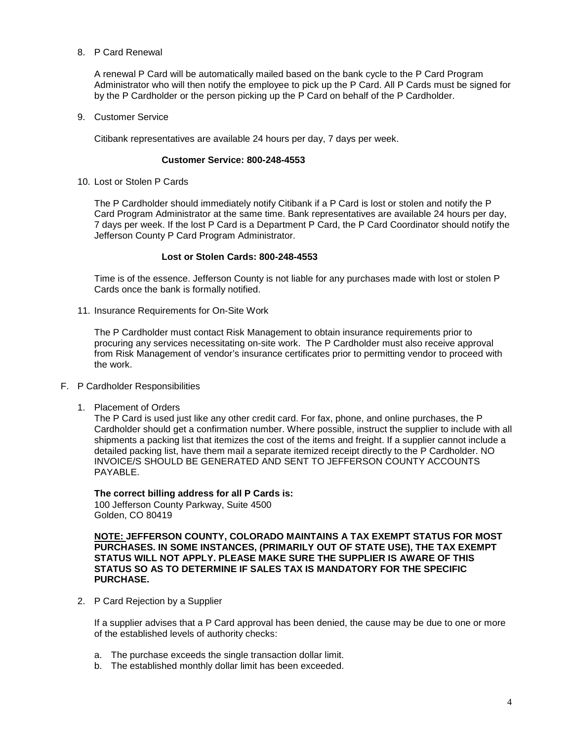8. P Card Renewal

   A renewal P Card will be automatically mailed based on the bank cycle to the P Card Program Administrator who will then notify the employee to pick up the P Card. All P Cards must be signed for by the P Cardholder or the person picking up the P Card on behalf of the P Cardholder.

9. Customer Service

   Citibank representatives are available 24 hours per day, 7 days per week.

   **Customer Service: 800-248-4553**

10. Lost or Stolen P Cards

    The P Cardholder should immediately notify Citibank if a P Card is lost or stolen and notify the P Card Program Administrator at the same time. Bank representatives are available 24 hours per day, 7 days per week. If the lost P Card is a Department P Card, the P Card Coordinator should notify the Jefferson County P Card Program Administrator.

    **Lost or Stolen Cards: 800-248-4553**

    Time is of the essence. Jefferson County is not liable for any purchases made with lost or stolen P Cards once the bank is formally notified.

11. Insurance Requirements for On-Site Work

    The P Cardholder must contact Risk Management to obtain insurance requirements prior to procuring any services necessitating on-site work. The P Cardholder must also receive approval from Risk Management of vendor's insurance certificates prior to permitting vendor to proceed with the work.

F. P Cardholder Responsibilities

1. Placement of Orders

   The P Card is used just like any other credit card. For fax, phone, and online purchases, the P Cardholder should get a confirmation number. Where possible, instruct the supplier to include with all shipments a packing list that itemizes the cost of the items and freight. If a supplier cannot include a detailed packing list, have them mail a separate itemized receipt directly to the P Cardholder. NO INVOICE/S SHOULD BE GENERATED AND SENT TO JEFFERSON COUNTY ACCOUNTS PAYABLE.

   **The correct billing address for all P Cards is:**
   100 Jefferson County Parkway, Suite 4500
   Golden, CO 80419

   **<u>NOTE:</u> JEFFERSON COUNTY, COLORADO MAINTAINS A TAX EXEMPT STATUS FOR MOST PURCHASES. IN SOME INSTANCES, (PRIMARILY OUT OF STATE USE), THE TAX EXEMPT STATUS WILL NOT APPLY. PLEASE MAKE SURE THE SUPPLIER IS AWARE OF THIS STATUS SO AS TO DETERMINE IF SALES TAX IS MANDATORY FOR THE SPECIFIC PURCHASE.**

2. P Card Rejection by a Supplier

   If a supplier advises that a P Card approval has been denied, the cause may be due to one or more of the established levels of authority checks:

   a. The purchase exceeds the single transaction dollar limit.
   b. The established monthly dollar limit has been exceeded.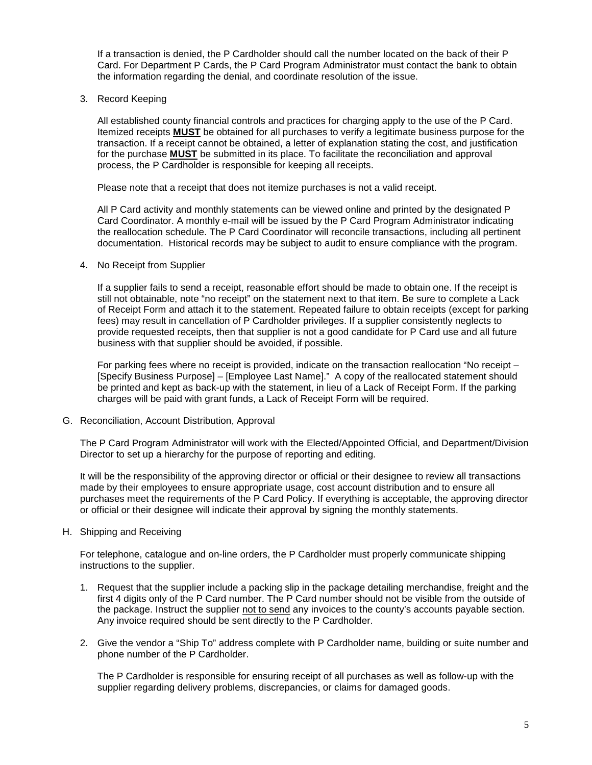If a transaction is denied, the P Cardholder should call the number located on the back of their P Card. For Department P Cards, the P Card Program Administrator must contact the bank to obtain the information regarding the denial, and coordinate resolution of the issue.

3. Record Keeping

   All established county financial controls and practices for charging apply to the use of the P Card. Itemized receipts **MUST** be obtained for all purchases to verify a legitimate business purpose for the transaction. If a receipt cannot be obtained, a letter of explanation stating the cost, and justification for the purchase **MUST** be submitted in its place. To facilitate the reconciliation and approval process, the P Cardholder is responsible for keeping all receipts.

   Please note that a receipt that does not itemize purchases is not a valid receipt.

   All P Card activity and monthly statements can be viewed online and printed by the designated P Card Coordinator. A monthly e-mail will be issued by the P Card Program Administrator indicating the reallocation schedule. The P Card Coordinator will reconcile transactions, including all pertinent documentation. Historical records may be subject to audit to ensure compliance with the program.

4. No Receipt from Supplier

   If a supplier fails to send a receipt, reasonable effort should be made to obtain one. If the receipt is still not obtainable, note "no receipt" on the statement next to that item. Be sure to complete a Lack of Receipt Form and attach it to the statement. Repeated failure to obtain receipts (except for parking fees) may result in cancellation of P Cardholder privileges. If a supplier consistently neglects to provide requested receipts, then that supplier is not a good candidate for P Card use and all future business with that supplier should be avoided, if possible.

   For parking fees where no receipt is provided, indicate on the transaction reallocation "No receipt – [Specify Business Purpose] – [Employee Last Name]." A copy of the reallocated statement should be printed and kept as back-up with the statement, in lieu of a Lack of Receipt Form. If the parking charges will be paid with grant funds, a Lack of Receipt Form will be required.

G. Reconciliation, Account Distribution, Approval

The P Card Program Administrator will work with the Elected/Appointed Official, and Department/Division Director to set up a hierarchy for the purpose of reporting and editing.

It will be the responsibility of the approving director or official or their designee to review all transactions made by their employees to ensure appropriate usage, cost account distribution and to ensure all purchases meet the requirements of the P Card Policy. If everything is acceptable, the approving director or official or their designee will indicate their approval by signing the monthly statements.

H. Shipping and Receiving

For telephone, catalogue and on-line orders, the P Cardholder must properly communicate shipping instructions to the supplier.

1. Request that the supplier include a packing slip in the package detailing merchandise, freight and the first 4 digits only of the P Card number. The P Card number should not be visible from the outside of the package. Instruct the supplier <u>not to send</u> any invoices to the county's accounts payable section. Any invoice required should be sent directly to the P Cardholder.

2. Give the vendor a "Ship To" address complete with P Cardholder name, building or suite number and phone number of the P Cardholder.

   The P Cardholder is responsible for ensuring receipt of all purchases as well as follow-up with the supplier regarding delivery problems, discrepancies, or claims for damaged goods.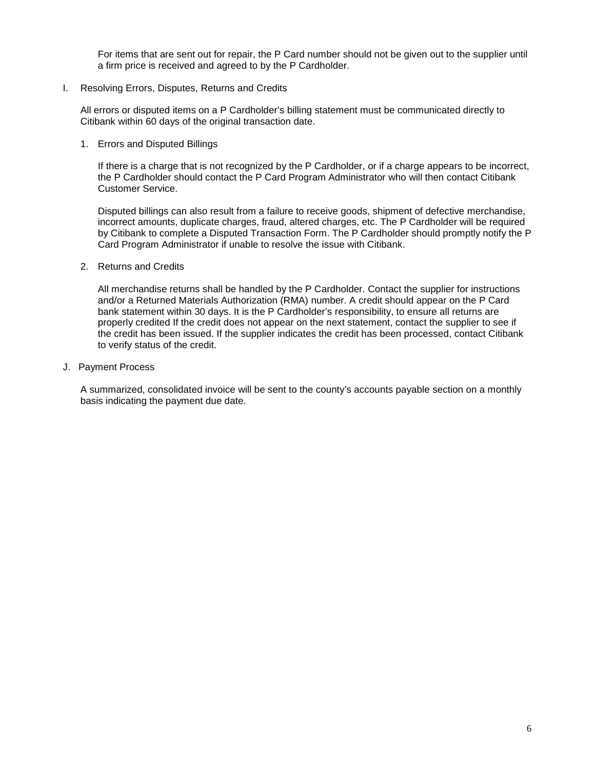For items that are sent out for repair, the P Card number should not be given out to the supplier until a firm price is received and agreed to by the P Cardholder.

I. Resolving Errors, Disputes, Returns and Credits

All errors or disputed items on a P Cardholder's billing statement must be communicated directly to Citibank within 60 days of the original transaction date.

1. Errors and Disputed Billings

If there is a charge that is not recognized by the P Cardholder, or if a charge appears to be incorrect, the P Cardholder should contact the P Card Program Administrator who will then contact Citibank Customer Service.

Disputed billings can also result from a failure to receive goods, shipment of defective merchandise, incorrect amounts, duplicate charges, fraud, altered charges, etc. The P Cardholder will be required by Citibank to complete a Disputed Transaction Form. The P Cardholder should promptly notify the P Card Program Administrator if unable to resolve the issue with Citibank.

2. Returns and Credits

All merchandise returns shall be handled by the P Cardholder. Contact the supplier for instructions and/or a Returned Materials Authorization (RMA) number. A credit should appear on the P Card bank statement within 30 days. It is the P Cardholder's responsibility, to ensure all returns are properly credited If the credit does not appear on the next statement, contact the supplier to see if the credit has been issued. If the supplier indicates the credit has been processed, contact Citibank to verify status of the credit.

J. Payment Process

A summarized, consolidated invoice will be sent to the county's accounts payable section on a monthly basis indicating the payment due date.